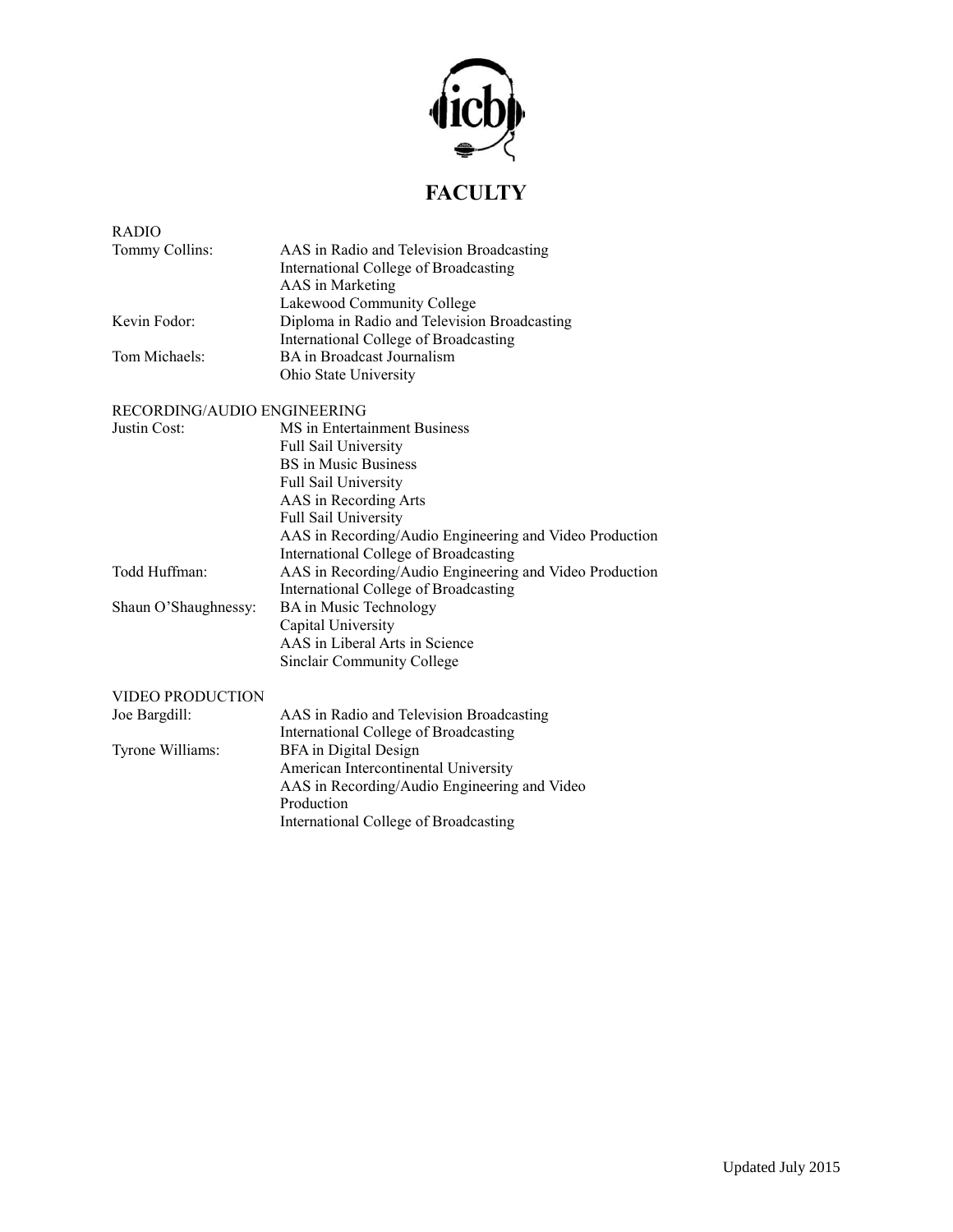icb

# FACULTY

## RADIO

**Tommy Collins:**
AAS in Radio and Television Broadcasting
International College of Broadcasting
AAS in Marketing
Lakewood Community College

**Kevin Fodor:**
Diploma in Radio and Television Broadcasting
International College of Broadcasting

**Tom Michaels:**
BA in Broadcast Journalism
Ohio State University

## RECORDING/AUDIO ENGINEERING

**Justin Cost:**
MS in Entertainment Business
Full Sail University
BS in Music Business
Full Sail University
AAS in Recording Arts
Full Sail University
AAS in Recording/Audio Engineering and Video Production
International College of Broadcasting

**Todd Huffman:**
AAS in Recording/Audio Engineering and Video Production
International College of Broadcasting

**Shaun O'Shaughnessy:**
BA in Music Technology
Capital University
AAS in Liberal Arts in Science
Sinclair Community College

## VIDEO PRODUCTION

**Joe Bargdill:**
AAS in Radio and Television Broadcasting
International College of Broadcasting

**Tyrone Williams:**
BFA in Digital Design
American Intercontinental University
AAS in Recording/Audio Engineering and Video Production
International College of Broadcasting

Updated July 2015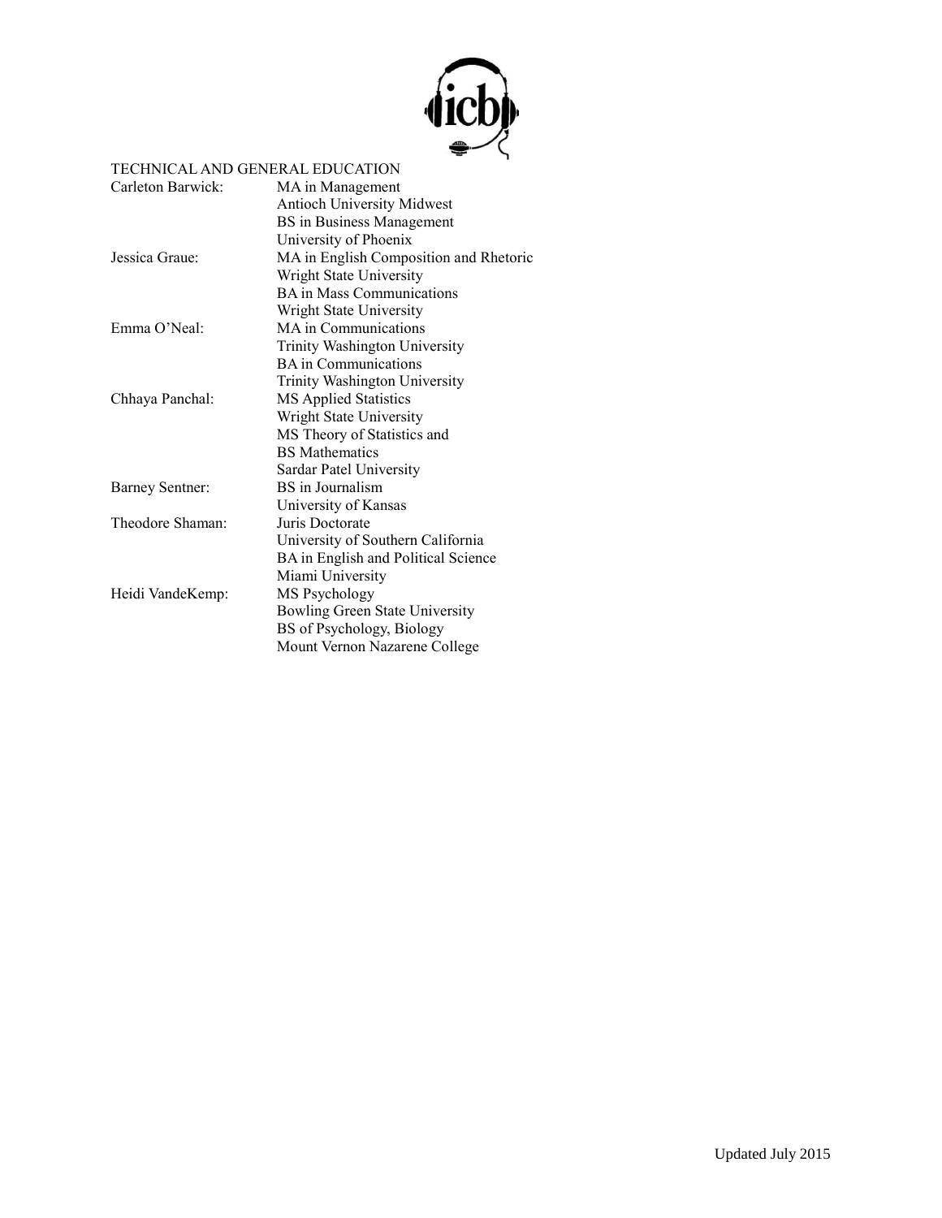TECHNICAL AND GENERAL EDUCATION

| | |
|---|---|
| Carleton Barwick: | MA in Management<br>Antioch University Midwest<br>BS in Business Management<br>University of Phoenix |
| Jessica Graue: | MA in English Composition and Rhetoric<br>Wright State University<br>BA in Mass Communications<br>Wright State University |
| Emma O'Neal: | MA in Communications<br>Trinity Washington University<br>BA in Communications<br>Trinity Washington University |
| Chhaya Panchal: | MS Applied Statistics<br>Wright State University<br>MS Theory of Statistics and<br>BS Mathematics<br>Sardar Patel University |
| Barney Sentner: | BS in Journalism<br>University of Kansas |
| Theodore Shaman: | Juris Doctorate<br>University of Southern California<br>BA in English and Political Science<br>Miami University |
| Heidi VandeKemp: | MS Psychology<br>Bowling Green State University<br>BS of Psychology, Biology<br>Mount Vernon Nazarene College |

Updated July 2015